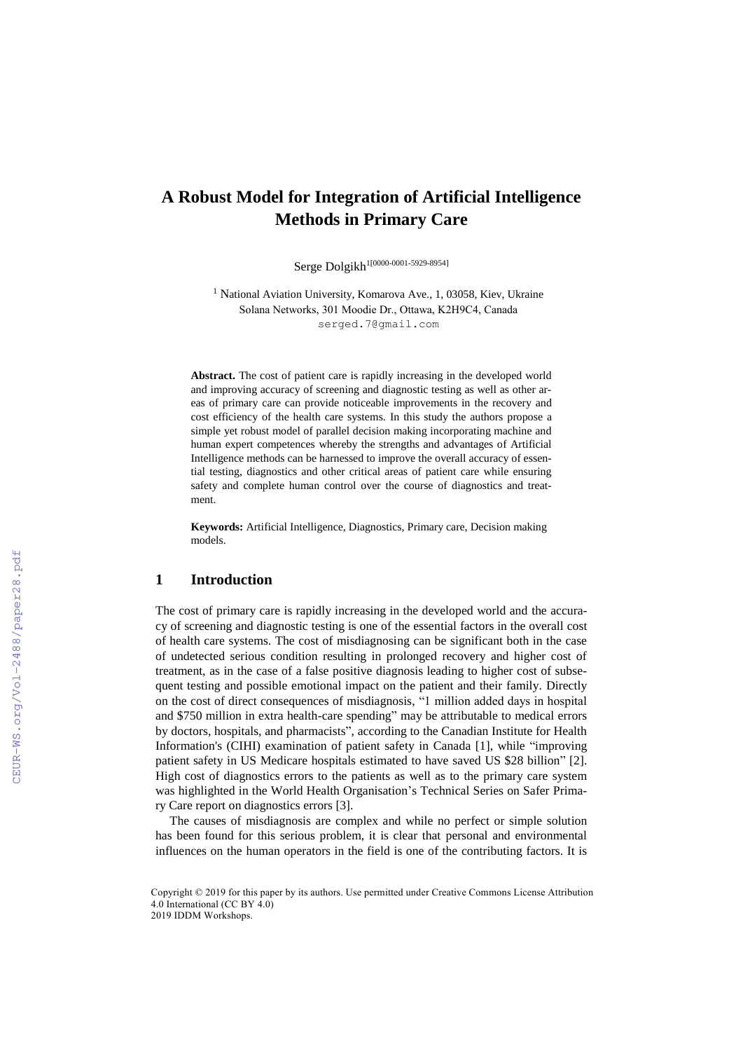# A Robust Model for Integration of Artificial Intelligence Methods in Primary Care

Serge Dolgikh[1[0000-0001-5929-8954]]

[1] National Aviation University, Komarova Ave., 1, 03058, Kiev, Ukraine
Solana Networks, 301 Moodie Dr., Ottawa, K2H9C4, Canada
serged.7@gmail.com

**Abstract.** The cost of patient care is rapidly increasing in the developed world and improving accuracy of screening and diagnostic testing as well as other areas of primary care can provide noticeable improvements in the recovery and cost efficiency of the health care systems. In this study the authors propose a simple yet robust model of parallel decision making incorporating machine and human expert competences whereby the strengths and advantages of Artificial Intelligence methods can be harnessed to improve the overall accuracy of essential testing, diagnostics and other critical areas of patient care while ensuring safety and complete human control over the course of diagnostics and treatment.

**Keywords:** Artificial Intelligence, Diagnostics, Primary care, Decision making models.

## 1 Introduction

The cost of primary care is rapidly increasing in the developed world and the accuracy of screening and diagnostic testing is one of the essential factors in the overall cost of health care systems. The cost of misdiagnosing can be significant both in the case of undetected serious condition resulting in prolonged recovery and higher cost of treatment, as in the case of a false positive diagnosis leading to higher cost of subsequent testing and possible emotional impact on the patient and their family. Directly on the cost of direct consequences of misdiagnosis, "1 million added days in hospital and $750 million in extra health-care spending" may be attributable to medical errors by doctors, hospitals, and pharmacists", according to the Canadian Institute for Health Information's (CIHI) examination of patient safety in Canada [1], while "improving patient safety in US Medicare hospitals estimated to have saved US $28 billion" [2]. High cost of diagnostics errors to the patients as well as to the primary care system was highlighted in the World Health Organisation's Technical Series on Safer Primary Care report on diagnostics errors [3].

The causes of misdiagnosis are complex and while no perfect or simple solution has been found for this serious problem, it is clear that personal and environmental influences on the human operators in the field is one of the contributing factors. It is

Copyright © 2019 for this paper by its authors. Use permitted under Creative Commons License Attribution 4.0 International (CC BY 4.0)
2019 IDDM Workshops.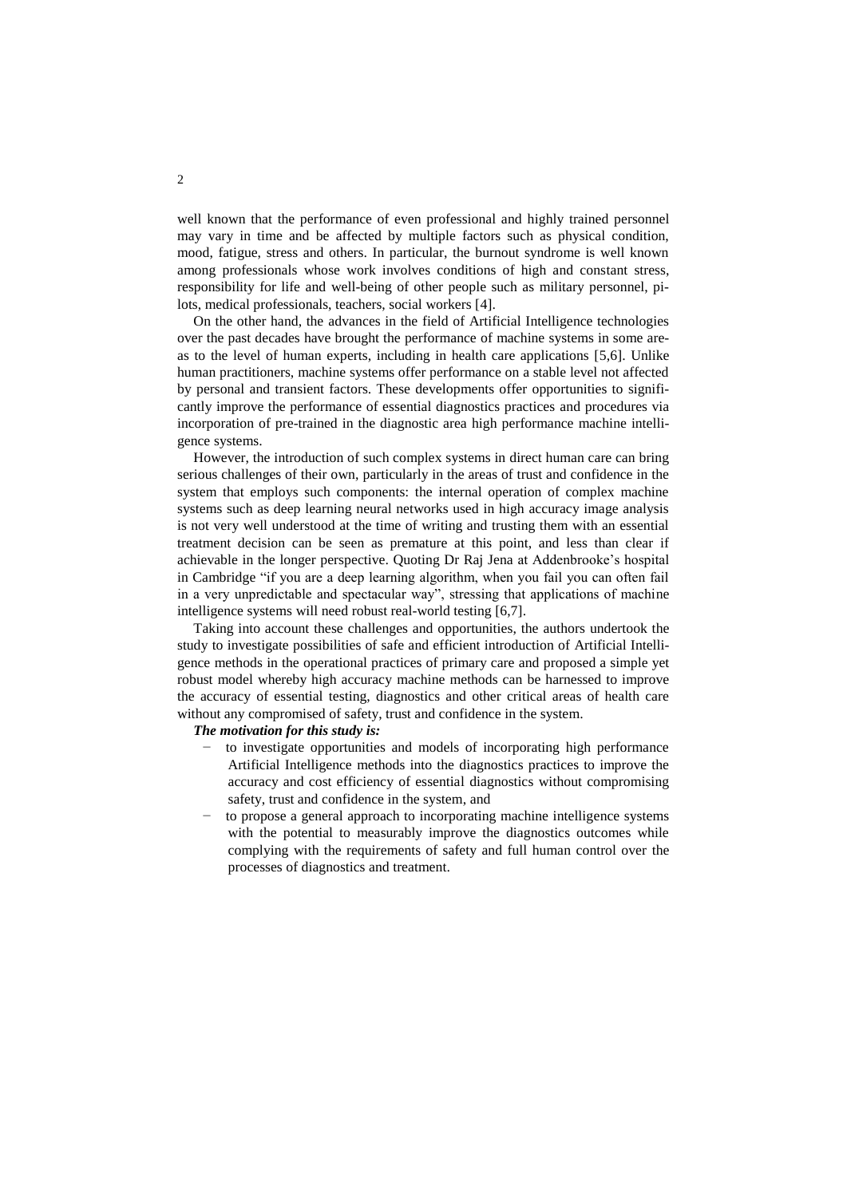well known that the performance of even professional and highly trained personnel may vary in time and be affected by multiple factors such as physical condition, mood, fatigue, stress and others. In particular, the burnout syndrome is well known among professionals whose work involves conditions of high and constant stress, responsibility for life and well-being of other people such as military personnel, pilots, medical professionals, teachers, social workers [4].

On the other hand, the advances in the field of Artificial Intelligence technologies over the past decades have brought the performance of machine systems in some areas to the level of human experts, including in health care applications [5,6]. Unlike human practitioners, machine systems offer performance on a stable level not affected by personal and transient factors. These developments offer opportunities to significantly improve the performance of essential diagnostics practices and procedures via incorporation of pre-trained in the diagnostic area high performance machine intelligence systems.

However, the introduction of such complex systems in direct human care can bring serious challenges of their own, particularly in the areas of trust and confidence in the system that employs such components: the internal operation of complex machine systems such as deep learning neural networks used in high accuracy image analysis is not very well understood at the time of writing and trusting them with an essential treatment decision can be seen as premature at this point, and less than clear if achievable in the longer perspective. Quoting Dr Raj Jena at Addenbrooke's hospital in Cambridge "if you are a deep learning algorithm, when you fail you can often fail in a very unpredictable and spectacular way", stressing that applications of machine intelligence systems will need robust real-world testing [6,7].

Taking into account these challenges and opportunities, the authors undertook the study to investigate possibilities of safe and efficient introduction of Artificial Intelligence methods in the operational practices of primary care and proposed a simple yet robust model whereby high accuracy machine methods can be harnessed to improve the accuracy of essential testing, diagnostics and other critical areas of health care without any compromised of safety, trust and confidence in the system.

***The motivation for this study is:***

- to investigate opportunities and models of incorporating high performance Artificial Intelligence methods into the diagnostics practices to improve the accuracy and cost efficiency of essential diagnostics without compromising safety, trust and confidence in the system, and
- to propose a general approach to incorporating machine intelligence systems with the potential to measurably improve the diagnostics outcomes while complying with the requirements of safety and full human control over the processes of diagnostics and treatment.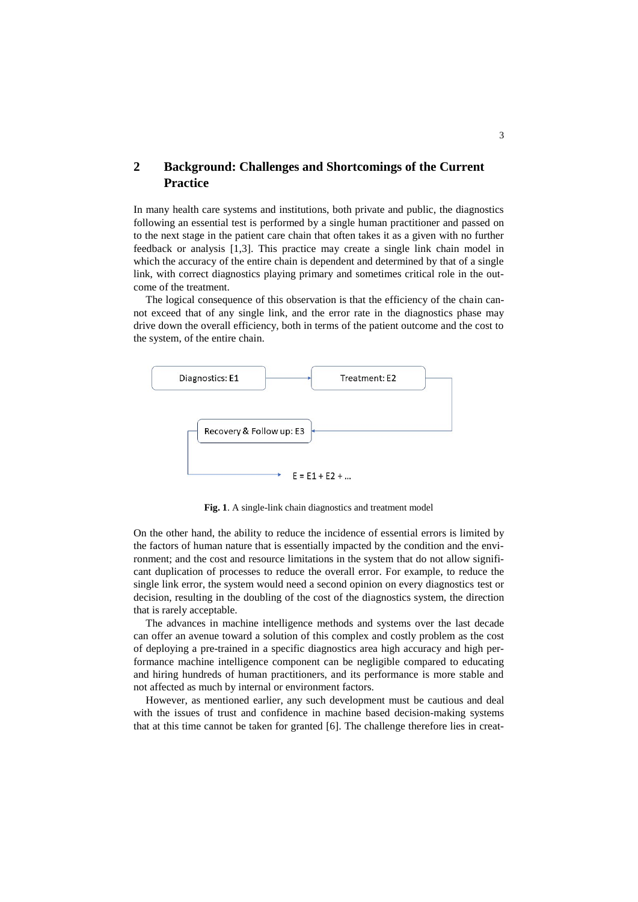## 2 Background: Challenges and Shortcomings of the Current Practice

In many health care systems and institutions, both private and public, the diagnostics following an essential test is performed by a single human practitioner and passed on to the next stage in the patient care chain that often takes it as a given with no further feedback or analysis [1,3]. This practice may create a single link chain model in which the accuracy of the entire chain is dependent and determined by that of a single link, with correct diagnostics playing primary and sometimes critical role in the outcome of the treatment.

The logical consequence of this observation is that the efficiency of the chain cannot exceed that of any single link, and the error rate in the diagnostics phase may drive down the overall efficiency, both in terms of the patient outcome and the cost to the system, of the entire chain.

Diagnostics: E1 → Treatment: E2 → Recovery & Follow up: E3 → E = E1 + E2 + ...

**Fig. 1**. A single-link chain diagnostics and treatment model

On the other hand, the ability to reduce the incidence of essential errors is limited by the factors of human nature that is essentially impacted by the condition and the environment; and the cost and resource limitations in the system that do not allow significant duplication of processes to reduce the overall error. For example, to reduce the single link error, the system would need a second opinion on every diagnostics test or decision, resulting in the doubling of the cost of the diagnostics system, the direction that is rarely acceptable.

The advances in machine intelligence methods and systems over the last decade can offer an avenue toward a solution of this complex and costly problem as the cost of deploying a pre-trained in a specific diagnostics area high accuracy and high performance machine intelligence component can be negligible compared to educating and hiring hundreds of human practitioners, and its performance is more stable and not affected as much by internal or environment factors.

However, as mentioned earlier, any such development must be cautious and deal with the issues of trust and confidence in machine based decision-making systems that at this time cannot be taken for granted [6]. The challenge therefore lies in creat-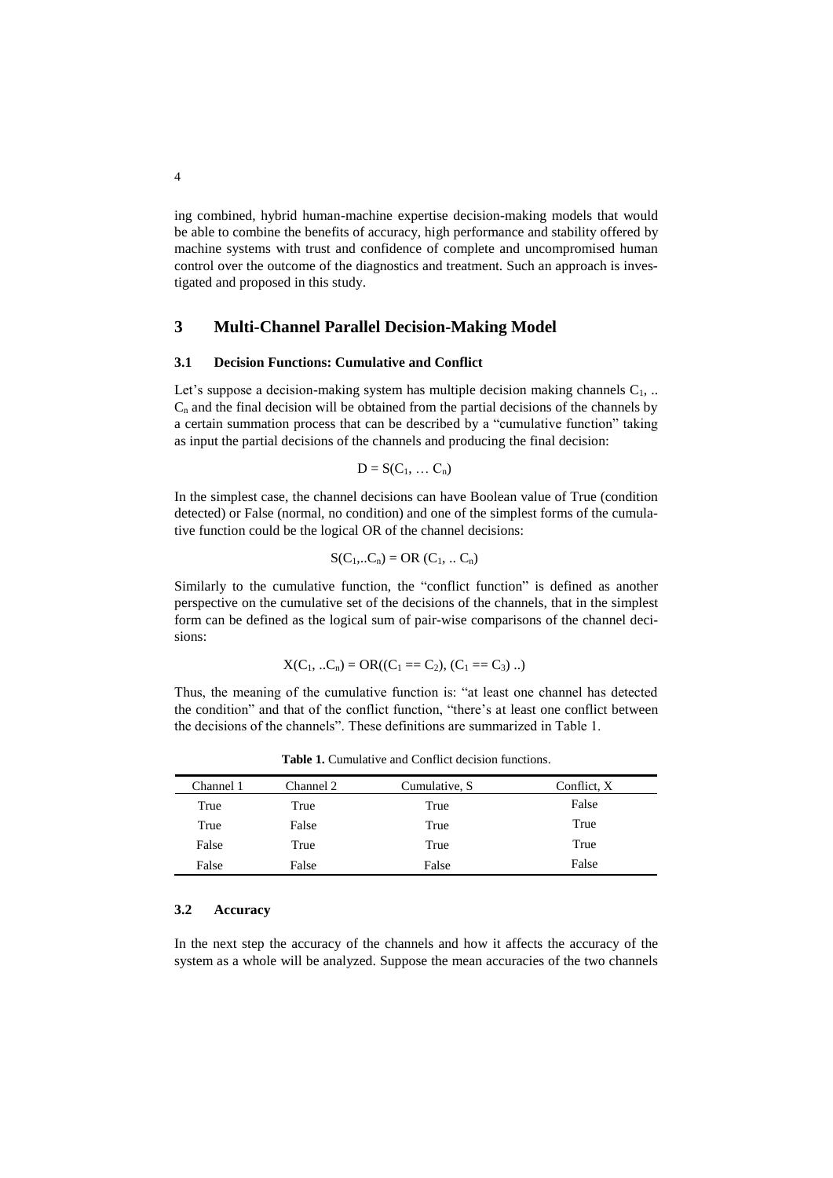ing combined, hybrid human-machine expertise decision-making models that would be able to combine the benefits of accuracy, high performance and stability offered by machine systems with trust and confidence of complete and uncompromised human control over the outcome of the diagnostics and treatment. Such an approach is investigated and proposed in this study.

## 3 Multi-Channel Parallel Decision-Making Model

### 3.1 Decision Functions: Cumulative and Conflict

Let's suppose a decision-making system has multiple decision making channels $C_1$, .. $C_n$ and the final decision will be obtained from the partial decisions of the channels by a certain summation process that can be described by a "cumulative function" taking as input the partial decisions of the channels and producing the final decision:

$$D = S(C_1, \ldots C_n)$$

In the simplest case, the channel decisions can have Boolean value of True (condition detected) or False (normal, no condition) and one of the simplest forms of the cumulative function could be the logical OR of the channel decisions:

$$S(C_1, .. C_n) = \text{OR}\,(C_1, ..\, C_n)$$

Similarly to the cumulative function, the "conflict function" is defined as another perspective on the cumulative set of the decisions of the channels, that in the simplest form can be defined as the logical sum of pair-wise comparisons of the channel decisions:

$$X(C_1, ..C_n) = \text{OR}((C_1 == C_2), (C_1 == C_3)\, ..)$$

Thus, the meaning of the cumulative function is: "at least one channel has detected the condition" and that of the conflict function, "there's at least one conflict between the decisions of the channels". These definitions are summarized in Table 1.

**Table 1.** Cumulative and Conflict decision functions.

| Channel 1 | Channel 2 | Cumulative, S | Conflict, X |
|---|---|---|---|
| True | True | True | False |
| True | False | True | True |
| False | True | True | True |
| False | False | False | False |

### 3.2 Accuracy

In the next step the accuracy of the channels and how it affects the accuracy of the system as a whole will be analyzed. Suppose the mean accuracies of the two channels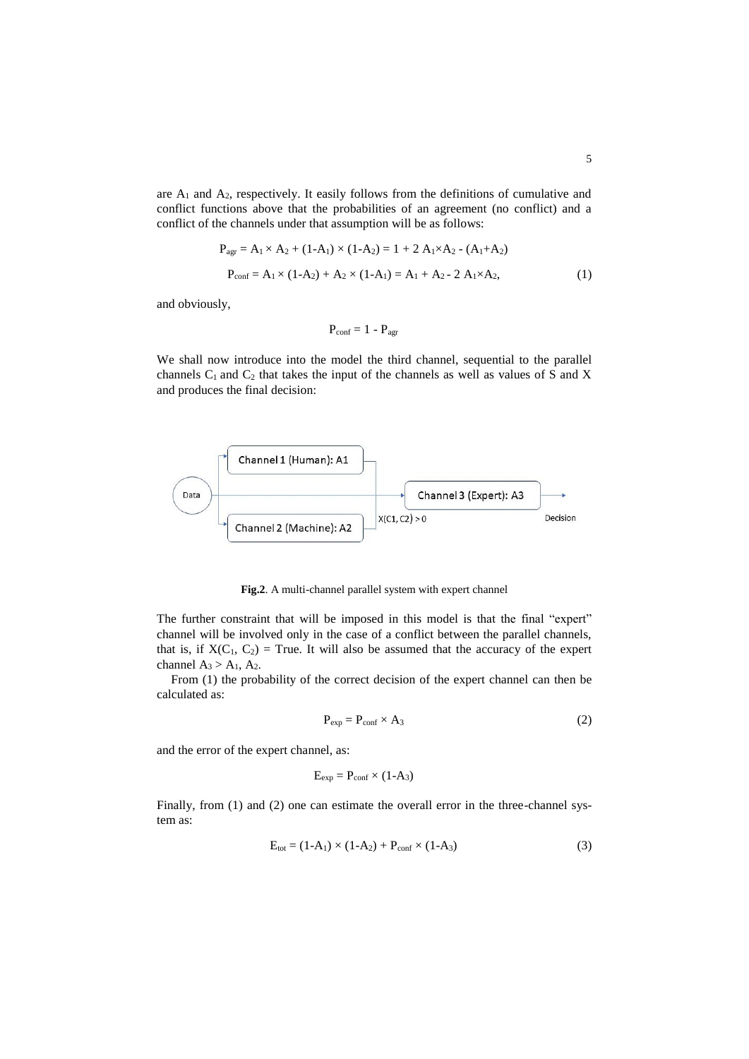are $A_1$ and $A_2$, respectively. It easily follows from the definitions of cumulative and conflict functions above that the probabilities of an agreement (no conflict) and a conflict of the channels under that assumption will be as follows:

$$P_{agr} = A_1 \times A_2 + (1-A_1) \times (1-A_2) = 1 + 2\, A_1 \times A_2 - (A_1+A_2)$$

$$P_{conf} = A_1 \times (1-A_2) + A_2 \times (1-A_1) = A_1 + A_2 - 2\, A_1 \times A_2, \qquad (1)$$

and obviously,

$$P_{conf} = 1 - P_{agr}$$

We shall now introduce into the model the third channel, sequential to the parallel channels $C_1$ and $C_2$ that takes the input of the channels as well as values of S and X and produces the final decision:

**Fig.2**. A multi-channel parallel system with expert channel

The further constraint that will be imposed in this model is that the final "expert" channel will be involved only in the case of a conflict between the parallel channels, that is, if $X(C_1, C_2) = \text{True}$. It will also be assumed that the accuracy of the expert channel $A_3 > A_1, A_2$.

From (1) the probability of the correct decision of the expert channel can then be calculated as:

$$P_{exp} = P_{conf} \times A_3 \qquad (2)$$

and the error of the expert channel, as:

$$E_{exp} = P_{conf} \times (1-A_3)$$

Finally, from (1) and (2) one can estimate the overall error in the three-channel system as:

$$E_{tot} = (1-A_1) \times (1-A_2) + P_{conf} \times (1-A_3) \qquad (3)$$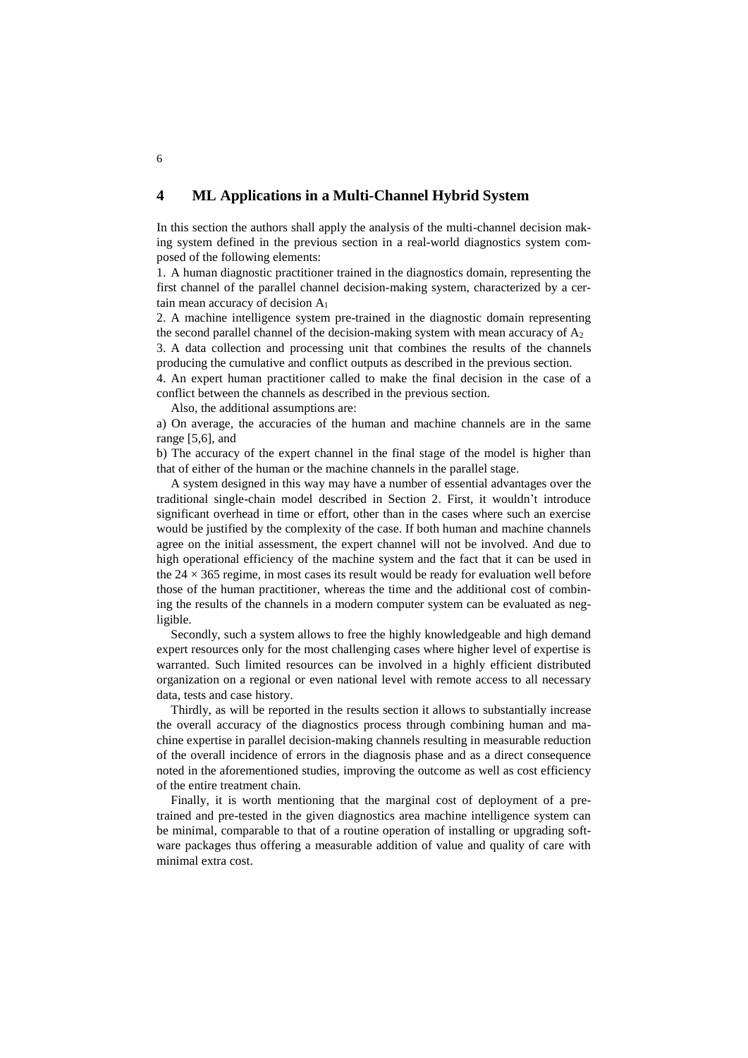# 4 ML Applications in a Multi-Channel Hybrid System

In this section the authors shall apply the analysis of the multi-channel decision making system defined in the previous section in a real-world diagnostics system composed of the following elements:

1. A human diagnostic practitioner trained in the diagnostics domain, representing the first channel of the parallel channel decision-making system, characterized by a certain mean accuracy of decision $A_1$
2. A machine intelligence system pre-trained in the diagnostic domain representing the second parallel channel of the decision-making system with mean accuracy of $A_2$
3. A data collection and processing unit that combines the results of the channels producing the cumulative and conflict outputs as described in the previous section.
4. An expert human practitioner called to make the final decision in the case of a conflict between the channels as described in the previous section.

Also, the additional assumptions are:

a) On average, the accuracies of the human and machine channels are in the same range [5,6], and

b) The accuracy of the expert channel in the final stage of the model is higher than that of either of the human or the machine channels in the parallel stage.

A system designed in this way may have a number of essential advantages over the traditional single-chain model described in Section 2. First, it wouldn't introduce significant overhead in time or effort, other than in the cases where such an exercise would be justified by the complexity of the case. If both human and machine channels agree on the initial assessment, the expert channel will not be involved. And due to high operational efficiency of the machine system and the fact that it can be used in the $24 \times 365$ regime, in most cases its result would be ready for evaluation well before those of the human practitioner, whereas the time and the additional cost of combining the results of the channels in a modern computer system can be evaluated as negligible.

Secondly, such a system allows to free the highly knowledgeable and high demand expert resources only for the most challenging cases where higher level of expertise is warranted. Such limited resources can be involved in a highly efficient distributed organization on a regional or even national level with remote access to all necessary data, tests and case history.

Thirdly, as will be reported in the results section it allows to substantially increase the overall accuracy of the diagnostics process through combining human and machine expertise in parallel decision-making channels resulting in measurable reduction of the overall incidence of errors in the diagnosis phase and as a direct consequence noted in the aforementioned studies, improving the outcome as well as cost efficiency of the entire treatment chain.

Finally, it is worth mentioning that the marginal cost of deployment of a pre-trained and pre-tested in the given diagnostics area machine intelligence system can be minimal, comparable to that of a routine operation of installing or upgrading software packages thus offering a measurable addition of value and quality of care with minimal extra cost.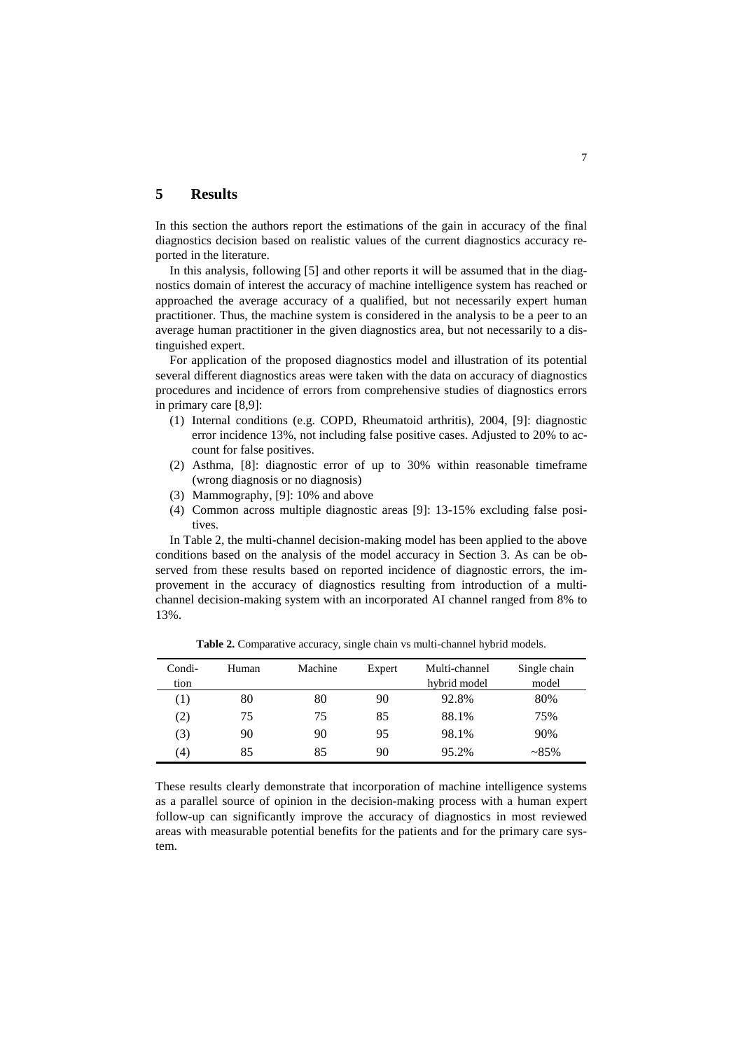## 5 Results

In this section the authors report the estimations of the gain in accuracy of the final diagnostics decision based on realistic values of the current diagnostics accuracy reported in the literature.

In this analysis, following [5] and other reports it will be assumed that in the diagnostics domain of interest the accuracy of machine intelligence system has reached or approached the average accuracy of a qualified, but not necessarily expert human practitioner. Thus, the machine system is considered in the analysis to be a peer to an average human practitioner in the given diagnostics area, but not necessarily to a distinguished expert.

For application of the proposed diagnostics model and illustration of its potential several different diagnostics areas were taken with the data on accuracy of diagnostics procedures and incidence of errors from comprehensive studies of diagnostics errors in primary care [8,9]:

(1) Internal conditions (e.g. COPD, Rheumatoid arthritis), 2004, [9]: diagnostic error incidence 13%, not including false positive cases. Adjusted to 20% to account for false positives.
(2) Asthma, [8]: diagnostic error of up to 30% within reasonable timeframe (wrong diagnosis or no diagnosis)
(3) Mammography, [9]: 10% and above
(4) Common across multiple diagnostic areas [9]: 13-15% excluding false positives.

In Table 2, the multi-channel decision-making model has been applied to the above conditions based on the analysis of the model accuracy in Section 3. As can be observed from these results based on reported incidence of diagnostic errors, the improvement in the accuracy of diagnostics resulting from introduction of a multi-channel decision-making system with an incorporated AI channel ranged from 8% to 13%.

**Table 2.** Comparative accuracy, single chain vs multi-channel hybrid models.

| Condition | Human | Machine | Expert | Multi-channel hybrid model | Single chain model |
|---|---|---|---|---|---|
| (1) | 80 | 80 | 90 | 92.8% | 80% |
| (2) | 75 | 75 | 85 | 88.1% | 75% |
| (3) | 90 | 90 | 95 | 98.1% | 90% |
| (4) | 85 | 85 | 90 | 95.2% | ~85% |

These results clearly demonstrate that incorporation of machine intelligence systems as a parallel source of opinion in the decision-making process with a human expert follow-up can significantly improve the accuracy of diagnostics in most reviewed areas with measurable potential benefits for the patients and for the primary care system.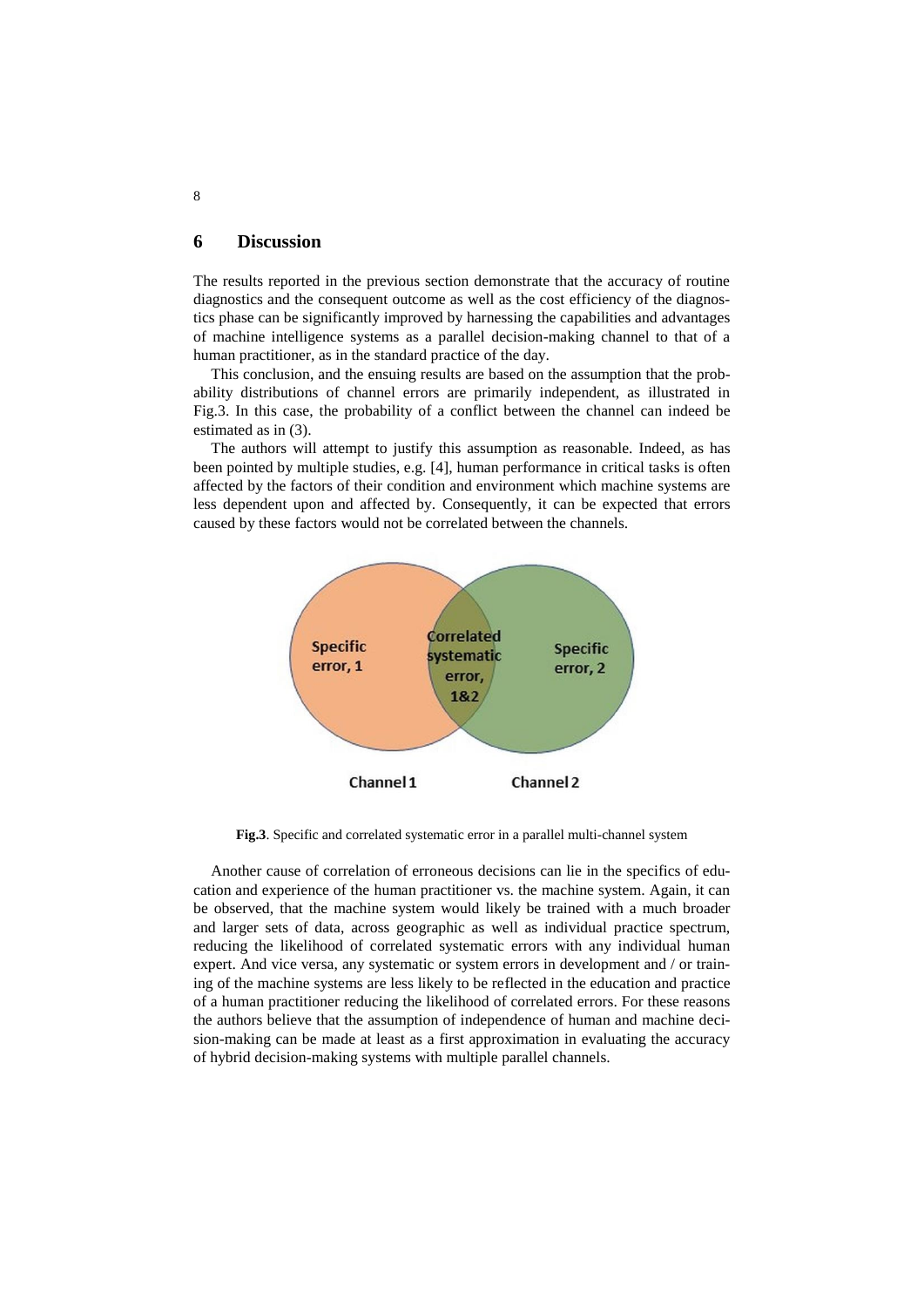## 6 Discussion

The results reported in the previous section demonstrate that the accuracy of routine diagnostics and the consequent outcome as well as the cost efficiency of the diagnostics phase can be significantly improved by harnessing the capabilities and advantages of machine intelligence systems as a parallel decision-making channel to that of a human practitioner, as in the standard practice of the day.

This conclusion, and the ensuing results are based on the assumption that the probability distributions of channel errors are primarily independent, as illustrated in Fig.3. In this case, the probability of a conflict between the channel can indeed be estimated as in (3).

The authors will attempt to justify this assumption as reasonable. Indeed, as has been pointed by multiple studies, e.g. [4], human performance in critical tasks is often affected by the factors of their condition and environment which machine systems are less dependent upon and affected by. Consequently, it can be expected that errors caused by these factors would not be correlated between the channels.

**Fig.3**. Specific and correlated systematic error in a parallel multi-channel system

Another cause of correlation of erroneous decisions can lie in the specifics of education and experience of the human practitioner vs. the machine system. Again, it can be observed, that the machine system would likely be trained with a much broader and larger sets of data, across geographic as well as individual practice spectrum, reducing the likelihood of correlated systematic errors with any individual human expert. And vice versa, any systematic or system errors in development and / or training of the machine systems are less likely to be reflected in the education and practice of a human practitioner reducing the likelihood of correlated errors. For these reasons the authors believe that the assumption of independence of human and machine decision-making can be made at least as a first approximation in evaluating the accuracy of hybrid decision-making systems with multiple parallel channels.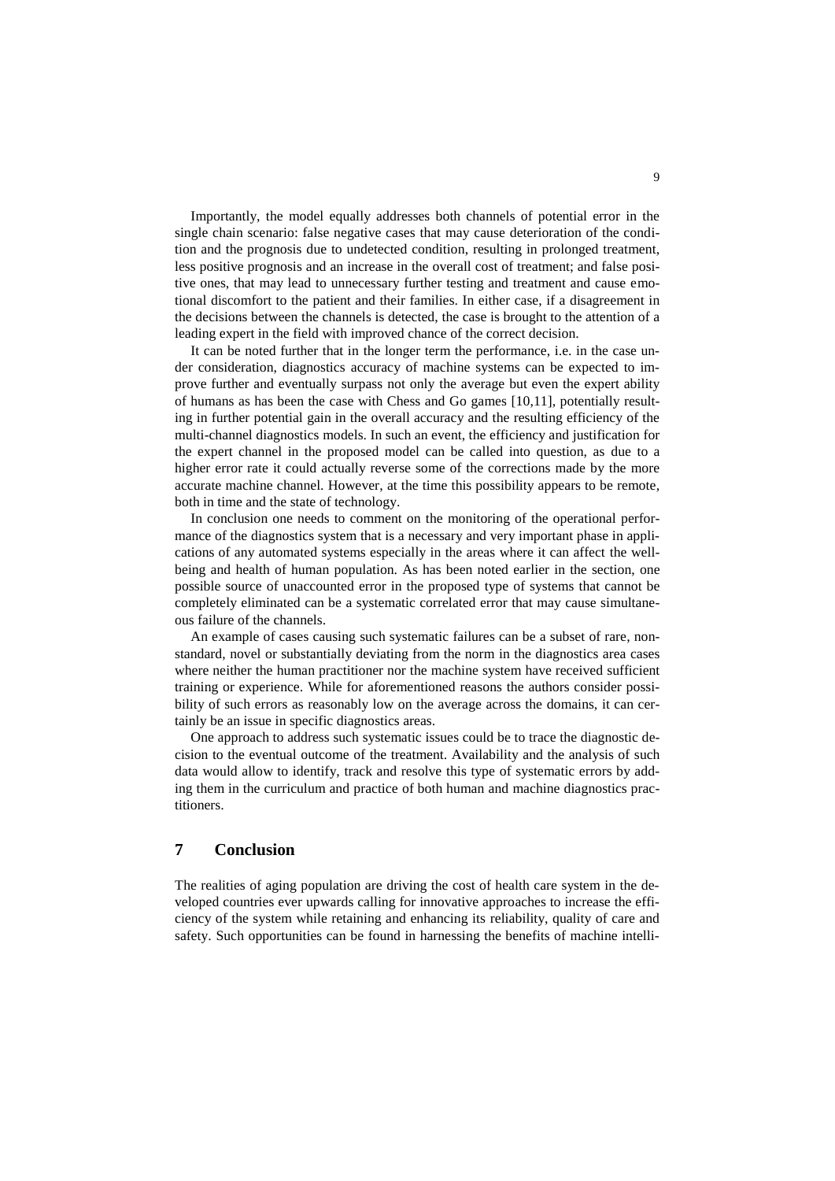Importantly, the model equally addresses both channels of potential error in the single chain scenario: false negative cases that may cause deterioration of the condition and the prognosis due to undetected condition, resulting in prolonged treatment, less positive prognosis and an increase in the overall cost of treatment; and false positive ones, that may lead to unnecessary further testing and treatment and cause emotional discomfort to the patient and their families. In either case, if a disagreement in the decisions between the channels is detected, the case is brought to the attention of a leading expert in the field with improved chance of the correct decision.

It can be noted further that in the longer term the performance, i.e. in the case under consideration, diagnostics accuracy of machine systems can be expected to improve further and eventually surpass not only the average but even the expert ability of humans as has been the case with Chess and Go games [10,11], potentially resulting in further potential gain in the overall accuracy and the resulting efficiency of the multi-channel diagnostics models. In such an event, the efficiency and justification for the expert channel in the proposed model can be called into question, as due to a higher error rate it could actually reverse some of the corrections made by the more accurate machine channel. However, at the time this possibility appears to be remote, both in time and the state of technology.

In conclusion one needs to comment on the monitoring of the operational performance of the diagnostics system that is a necessary and very important phase in applications of any automated systems especially in the areas where it can affect the wellbeing and health of human population. As has been noted earlier in the section, one possible source of unaccounted error in the proposed type of systems that cannot be completely eliminated can be a systematic correlated error that may cause simultaneous failure of the channels.

An example of cases causing such systematic failures can be a subset of rare, nonstandard, novel or substantially deviating from the norm in the diagnostics area cases where neither the human practitioner nor the machine system have received sufficient training or experience. While for aforementioned reasons the authors consider possibility of such errors as reasonably low on the average across the domains, it can certainly be an issue in specific diagnostics areas.

One approach to address such systematic issues could be to trace the diagnostic decision to the eventual outcome of the treatment. Availability and the analysis of such data would allow to identify, track and resolve this type of systematic errors by adding them in the curriculum and practice of both human and machine diagnostics practitioners.

## 7 Conclusion

The realities of aging population are driving the cost of health care system in the developed countries ever upwards calling for innovative approaches to increase the efficiency of the system while retaining and enhancing its reliability, quality of care and safety. Such opportunities can be found in harnessing the benefits of machine intelli-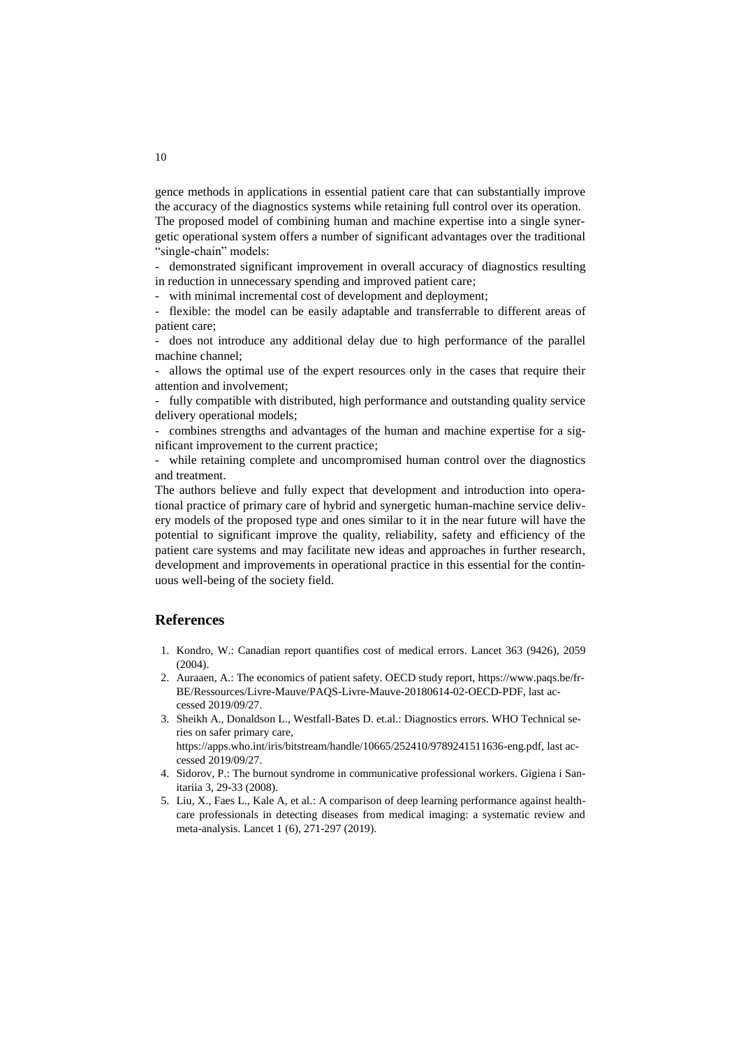gence methods in applications in essential patient care that can substantially improve the accuracy of the diagnostics systems while retaining full control over its operation.

The proposed model of combining human and machine expertise into a single synergetic operational system offers a number of significant advantages over the traditional "single-chain" models:

- demonstrated significant improvement in overall accuracy of diagnostics resulting in reduction in unnecessary spending and improved patient care;
- with minimal incremental cost of development and deployment;
- flexible: the model can be easily adaptable and transferrable to different areas of patient care;
- does not introduce any additional delay due to high performance of the parallel machine channel;
- allows the optimal use of the expert resources only in the cases that require their attention and involvement;
- fully compatible with distributed, high performance and outstanding quality service delivery operational models;
- combines strengths and advantages of the human and machine expertise for a significant improvement to the current practice;
- while retaining complete and uncompromised human control over the diagnostics and treatment.

The authors believe and fully expect that development and introduction into operational practice of primary care of hybrid and synergetic human-machine service delivery models of the proposed type and ones similar to it in the near future will have the potential to significant improve the quality, reliability, safety and efficiency of the patient care systems and may facilitate new ideas and approaches in further research, development and improvements in operational practice in this essential for the continuous well-being of the society field.

## References

1. Kondro, W.: Canadian report quantifies cost of medical errors. Lancet 363 (9426), 2059 (2004).
2. Auraaen, A.: The economics of patient safety. OECD study report, https://www.paqs.be/fr-BE/Ressources/Livre-Mauve/PAQS-Livre-Mauve-20180614-02-OECD-PDF, last accessed 2019/09/27.
3. Sheikh A., Donaldson L., Westfall-Bates D. et.al.: Diagnostics errors. WHO Technical series on safer primary care, https://apps.who.int/iris/bitstream/handle/10665/252410/9789241511636-eng.pdf, last accessed 2019/09/27.
4. Sidorov, P.: The burnout syndrome in communicative professional workers. Gigiena i Sanitariia 3, 29-33 (2008).
5. Liu, X., Faes L., Kale A, et al.: A comparison of deep learning performance against healthcare professionals in detecting diseases from medical imaging: a systematic review and meta-analysis. Lancet 1 (6), 271-297 (2019).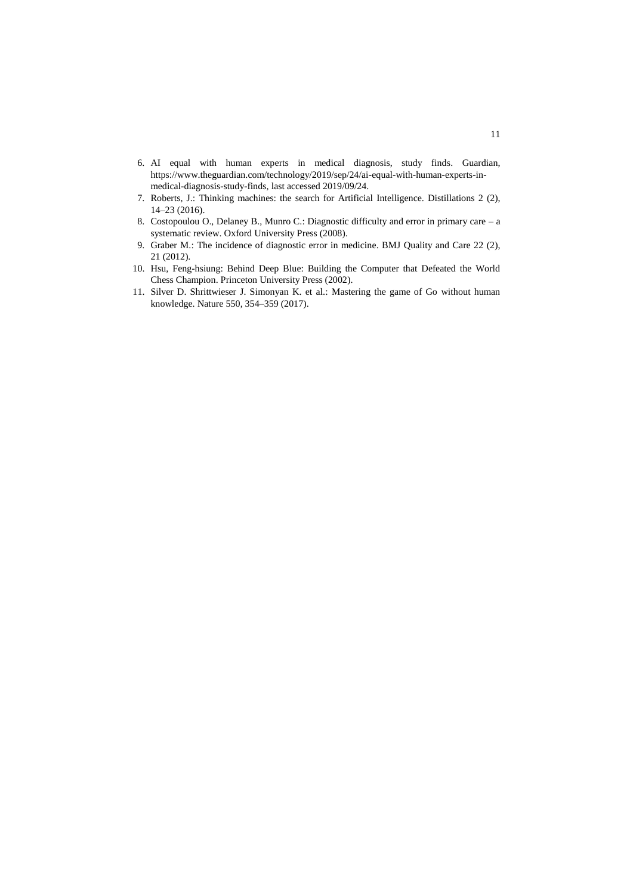6. AI equal with human experts in medical diagnosis, study finds. Guardian, https://www.theguardian.com/technology/2019/sep/24/ai-equal-with-human-experts-in-medical-diagnosis-study-finds, last accessed 2019/09/24.
7. Roberts, J.: Thinking machines: the search for Artificial Intelligence. Distillations 2 (2), 14–23 (2016).
8. Costopoulou O., Delaney B., Munro C.: Diagnostic difficulty and error in primary care – a systematic review. Oxford University Press (2008).
9. Graber M.: The incidence of diagnostic error in medicine. BMJ Quality and Care 22 (2), 21 (2012).
10. Hsu, Feng-hsiung: Behind Deep Blue: Building the Computer that Defeated the World Chess Champion. Princeton University Press (2002).
11. Silver D. Shrittwieser J. Simonyan K. et al.: Mastering the game of Go without human knowledge. Nature 550, 354–359 (2017).